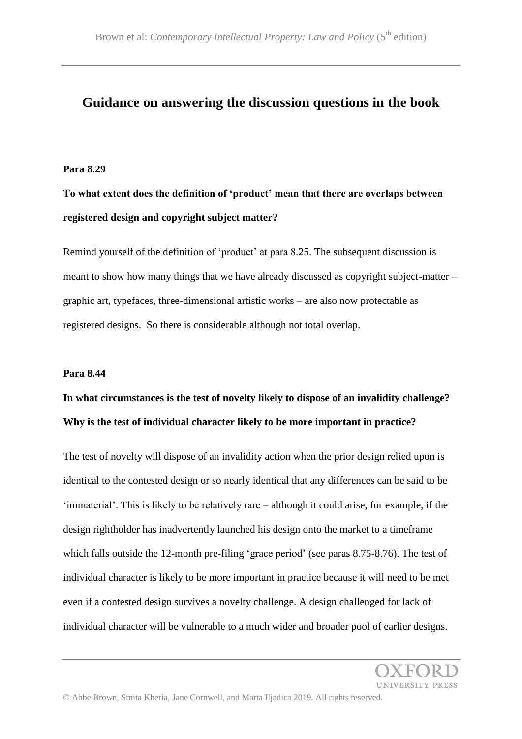# Guidance on answering the discussion questions in the book

**Para 8.29**

**To what extent does the definition of 'product' mean that there are overlaps between registered design and copyright subject matter?**

Remind yourself of the definition of 'product' at para 8.25. The subsequent discussion is meant to show how many things that we have already discussed as copyright subject-matter – graphic art, typefaces, three-dimensional artistic works – are also now protectable as registered designs. So there is considerable although not total overlap.

**Para 8.44**

**In what circumstances is the test of novelty likely to dispose of an invalidity challenge? Why is the test of individual character likely to be more important in practice?**

The test of novelty will dispose of an invalidity action when the prior design relied upon is identical to the contested design or so nearly identical that any differences can be said to be 'immaterial'. This is likely to be relatively rare – although it could arise, for example, if the design rightholder has inadvertently launched his design onto the market to a timeframe which falls outside the 12-month pre-filing 'grace period' (see paras 8.75-8.76). The test of individual character is likely to be more important in practice because it will need to be met even if a contested design survives a novelty challenge. A design challenged for lack of individual character will be vulnerable to a much wider and broader pool of earlier designs.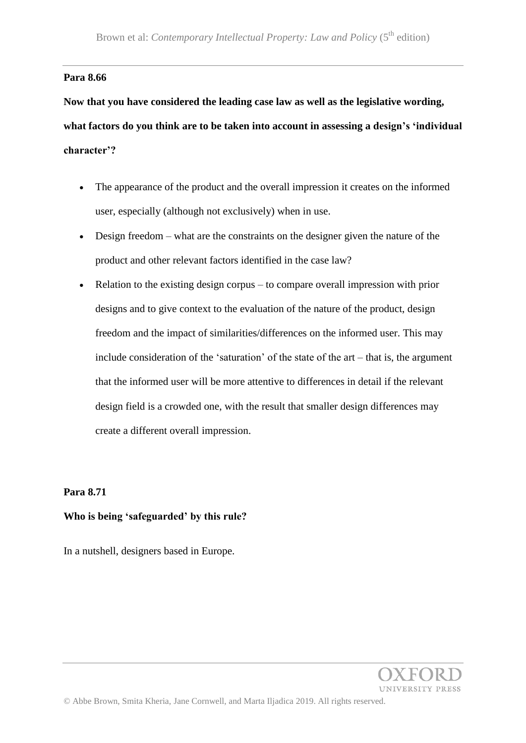**Para 8.66**

**Now that you have considered the leading case law as well as the legislative wording, what factors do you think are to be taken into account in assessing a design's 'individual character'?**

- The appearance of the product and the overall impression it creates on the informed user, especially (although not exclusively) when in use.
- Design freedom – what are the constraints on the designer given the nature of the product and other relevant factors identified in the case law?
- Relation to the existing design corpus – to compare overall impression with prior designs and to give context to the evaluation of the nature of the product, design freedom and the impact of similarities/differences on the informed user. This may include consideration of the 'saturation' of the state of the art – that is, the argument that the informed user will be more attentive to differences in detail if the relevant design field is a crowded one, with the result that smaller design differences may create a different overall impression.

**Para 8.71**

**Who is being 'safeguarded' by this rule?**

In a nutshell, designers based in Europe.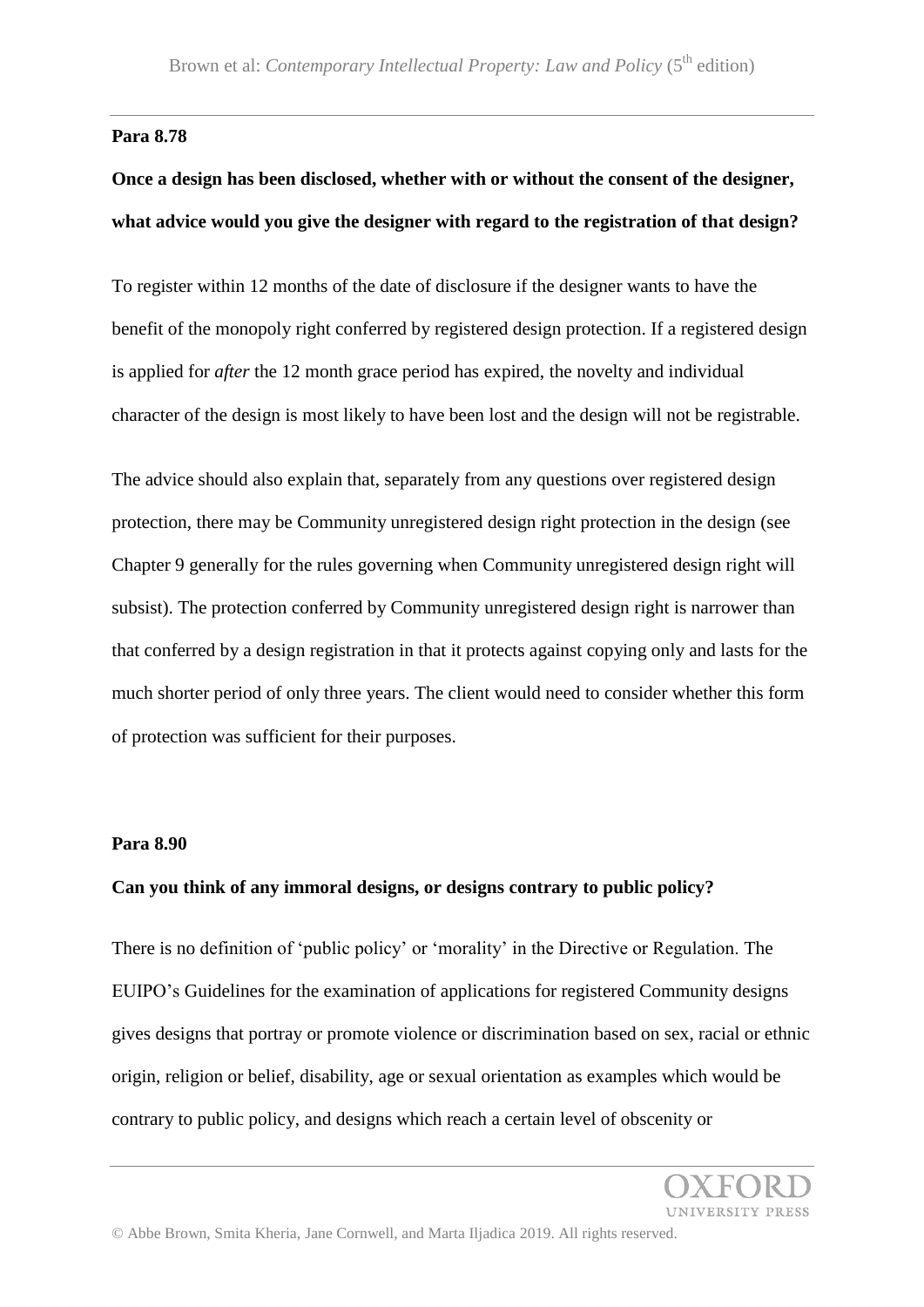**Para 8.78**

**Once a design has been disclosed, whether with or without the consent of the designer, what advice would you give the designer with regard to the registration of that design?**

To register within 12 months of the date of disclosure if the designer wants to have the benefit of the monopoly right conferred by registered design protection. If a registered design is applied for *after* the 12 month grace period has expired, the novelty and individual character of the design is most likely to have been lost and the design will not be registrable.

The advice should also explain that, separately from any questions over registered design protection, there may be Community unregistered design right protection in the design (see Chapter 9 generally for the rules governing when Community unregistered design right will subsist). The protection conferred by Community unregistered design right is narrower than that conferred by a design registration in that it protects against copying only and lasts for the much shorter period of only three years. The client would need to consider whether this form of protection was sufficient for their purposes.

**Para 8.90**

**Can you think of any immoral designs, or designs contrary to public policy?**

There is no definition of 'public policy' or 'morality' in the Directive or Regulation. The EUIPO's Guidelines for the examination of applications for registered Community designs gives designs that portray or promote violence or discrimination based on sex, racial or ethnic origin, religion or belief, disability, age or sexual orientation as examples which would be contrary to public policy, and designs which reach a certain level of obscenity or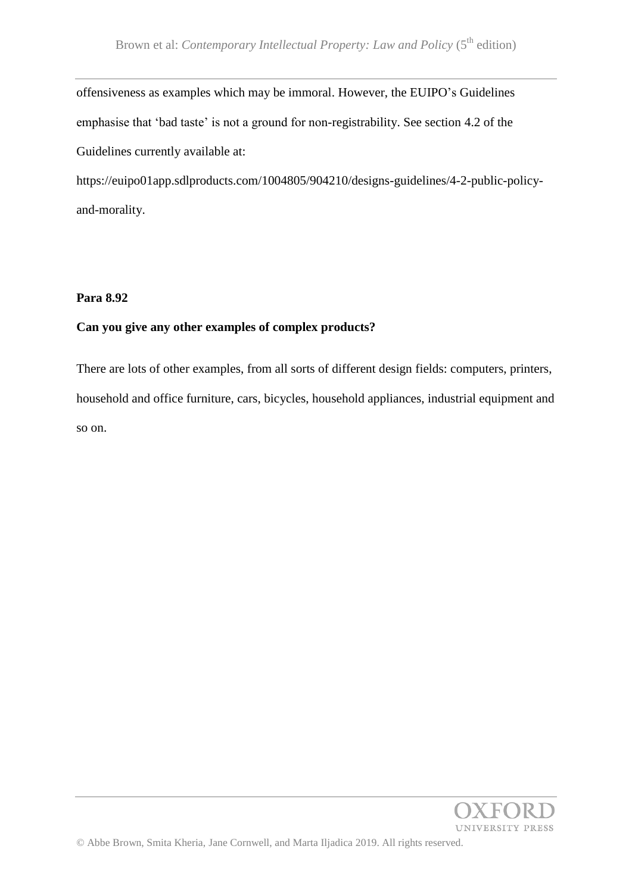offensiveness as examples which may be immoral. However, the EUIPO's Guidelines emphasise that 'bad taste' is not a ground for non-registrability. See section 4.2 of the Guidelines currently available at: https://euipo01app.sdlproducts.com/1004805/904210/designs-guidelines/4-2-public-policy-and-morality.

**Para 8.92**

**Can you give any other examples of complex products?**

There are lots of other examples, from all sorts of different design fields: computers, printers, household and office furniture, cars, bicycles, household appliances, industrial equipment and so on.